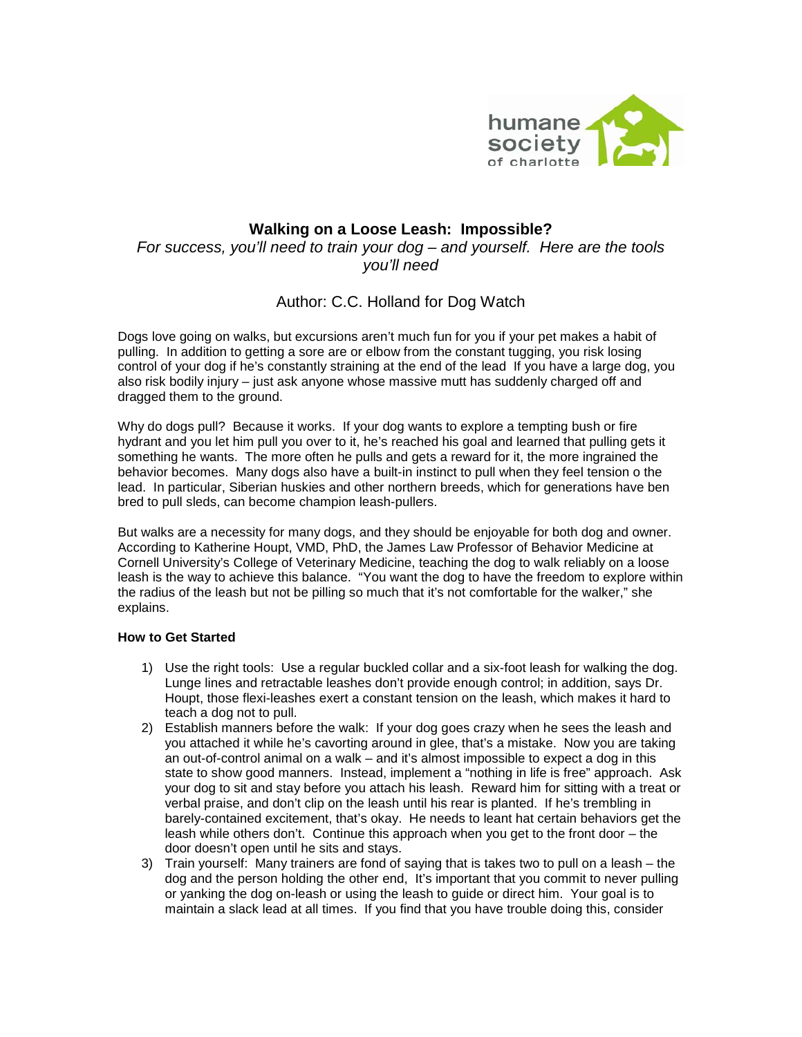humane society of charlotte

# Walking on a Loose Leash: Impossible?

*For success, you'll need to train your dog – and yourself. Here are the tools you'll need*

Author: C.C. Holland for Dog Watch

Dogs love going on walks, but excursions aren't much fun for you if your pet makes a habit of pulling. In addition to getting a sore are or elbow from the constant tugging, you risk losing control of your dog if he's constantly straining at the end of the lead If you have a large dog, you also risk bodily injury – just ask anyone whose massive mutt has suddenly charged off and dragged them to the ground.

Why do dogs pull? Because it works. If your dog wants to explore a tempting bush or fire hydrant and you let him pull you over to it, he's reached his goal and learned that pulling gets it something he wants. The more often he pulls and gets a reward for it, the more ingrained the behavior becomes. Many dogs also have a built-in instinct to pull when they feel tension o the lead. In particular, Siberian huskies and other northern breeds, which for generations have ben bred to pull sleds, can become champion leash-pullers.

But walks are a necessity for many dogs, and they should be enjoyable for both dog and owner. According to Katherine Houpt, VMD, PhD, the James Law Professor of Behavior Medicine at Cornell University's College of Veterinary Medicine, teaching the dog to walk reliably on a loose leash is the way to achieve this balance. "You want the dog to have the freedom to explore within the radius of the leash but not be pilling so much that it's not comfortable for the walker," she explains.

**How to Get Started**

1) Use the right tools: Use a regular buckled collar and a six-foot leash for walking the dog. Lunge lines and retractable leashes don't provide enough control; in addition, says Dr. Houpt, those flexi-leashes exert a constant tension on the leash, which makes it hard to teach a dog not to pull.
2) Establish manners before the walk: If your dog goes crazy when he sees the leash and you attached it while he's cavorting around in glee, that's a mistake. Now you are taking an out-of-control animal on a walk – and it's almost impossible to expect a dog in this state to show good manners. Instead, implement a "nothing in life is free" approach. Ask your dog to sit and stay before you attach his leash. Reward him for sitting with a treat or verbal praise, and don't clip on the leash until his rear is planted. If he's trembling in barely-contained excitement, that's okay. He needs to leant hat certain behaviors get the leash while others don't. Continue this approach when you get to the front door – the door doesn't open until he sits and stays.
3) Train yourself: Many trainers are fond of saying that is takes two to pull on a leash – the dog and the person holding the other end, It's important that you commit to never pulling or yanking the dog on-leash or using the leash to guide or direct him. Your goal is to maintain a slack lead at all times. If you find that you have trouble doing this, consider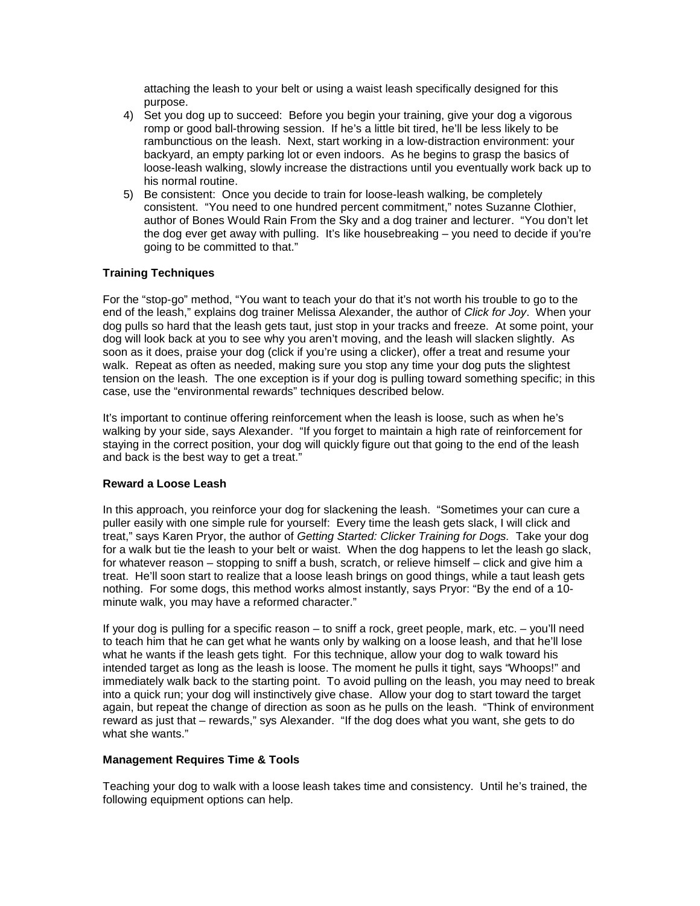attaching the leash to your belt or using a waist leash specifically designed for this purpose.

4) Set you dog up to succeed: Before you begin your training, give your dog a vigorous romp or good ball-throwing session. If he's a little bit tired, he'll be less likely to be rambunctious on the leash. Next, start working in a low-distraction environment: your backyard, an empty parking lot or even indoors. As he begins to grasp the basics of loose-leash walking, slowly increase the distractions until you eventually work back up to his normal routine.
5) Be consistent: Once you decide to train for loose-leash walking, be completely consistent. "You need to one hundred percent commitment," notes Suzanne Clothier, author of Bones Would Rain From the Sky and a dog trainer and lecturer. "You don't let the dog ever get away with pulling. It's like housebreaking – you need to decide if you're going to be committed to that."

**Training Techniques**

For the "stop-go" method, "You want to teach your do that it's not worth his trouble to go to the end of the leash," explains dog trainer Melissa Alexander, the author of *Click for Joy*. When your dog pulls so hard that the leash gets taut, just stop in your tracks and freeze. At some point, your dog will look back at you to see why you aren't moving, and the leash will slacken slightly. As soon as it does, praise your dog (click if you're using a clicker), offer a treat and resume your walk. Repeat as often as needed, making sure you stop any time your dog puts the slightest tension on the leash. The one exception is if your dog is pulling toward something specific; in this case, use the "environmental rewards" techniques described below.

It's important to continue offering reinforcement when the leash is loose, such as when he's walking by your side, says Alexander. "If you forget to maintain a high rate of reinforcement for staying in the correct position, your dog will quickly figure out that going to the end of the leash and back is the best way to get a treat."

**Reward a Loose Leash**

In this approach, you reinforce your dog for slackening the leash. "Sometimes your can cure a puller easily with one simple rule for yourself: Every time the leash gets slack, I will click and treat," says Karen Pryor, the author of *Getting Started: Clicker Training for Dogs.* Take your dog for a walk but tie the leash to your belt or waist. When the dog happens to let the leash go slack, for whatever reason – stopping to sniff a bush, scratch, or relieve himself – click and give him a treat. He'll soon start to realize that a loose leash brings on good things, while a taut leash gets nothing. For some dogs, this method works almost instantly, says Pryor: "By the end of a 10-minute walk, you may have a reformed character."

If your dog is pulling for a specific reason – to sniff a rock, greet people, mark, etc. – you'll need to teach him that he can get what he wants only by walking on a loose leash, and that he'll lose what he wants if the leash gets tight. For this technique, allow your dog to walk toward his intended target as long as the leash is loose. The moment he pulls it tight, says "Whoops!" and immediately walk back to the starting point. To avoid pulling on the leash, you may need to break into a quick run; your dog will instinctively give chase. Allow your dog to start toward the target again, but repeat the change of direction as soon as he pulls on the leash. "Think of environment reward as just that – rewards," sys Alexander. "If the dog does what you want, she gets to do what she wants."

**Management Requires Time & Tools**

Teaching your dog to walk with a loose leash takes time and consistency. Until he's trained, the following equipment options can help.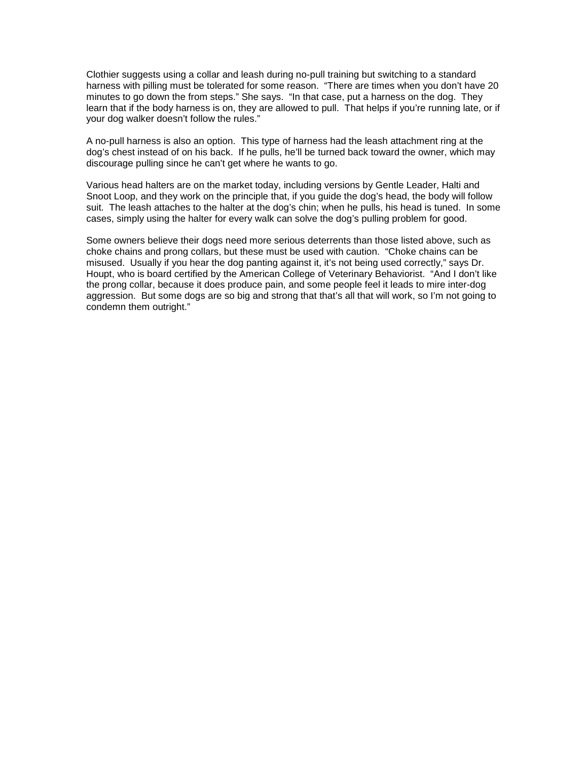Clothier suggests using a collar and leash during no-pull training but switching to a standard harness with pilling must be tolerated for some reason. "There are times when you don't have 20 minutes to go down the from steps." She says. "In that case, put a harness on the dog. They learn that if the body harness is on, they are allowed to pull. That helps if you're running late, or if your dog walker doesn't follow the rules."

A no-pull harness is also an option. This type of harness had the leash attachment ring at the dog's chest instead of on his back. If he pulls, he'll be turned back toward the owner, which may discourage pulling since he can't get where he wants to go.

Various head halters are on the market today, including versions by Gentle Leader, Halti and Snoot Loop, and they work on the principle that, if you guide the dog's head, the body will follow suit. The leash attaches to the halter at the dog's chin; when he pulls, his head is tuned. In some cases, simply using the halter for every walk can solve the dog's pulling problem for good.

Some owners believe their dogs need more serious deterrents than those listed above, such as choke chains and prong collars, but these must be used with caution. "Choke chains can be misused. Usually if you hear the dog panting against it, it's not being used correctly," says Dr. Houpt, who is board certified by the American College of Veterinary Behaviorist. "And I don't like the prong collar, because it does produce pain, and some people feel it leads to mire inter-dog aggression. But some dogs are so big and strong that that's all that will work, so I'm not going to condemn them outright."